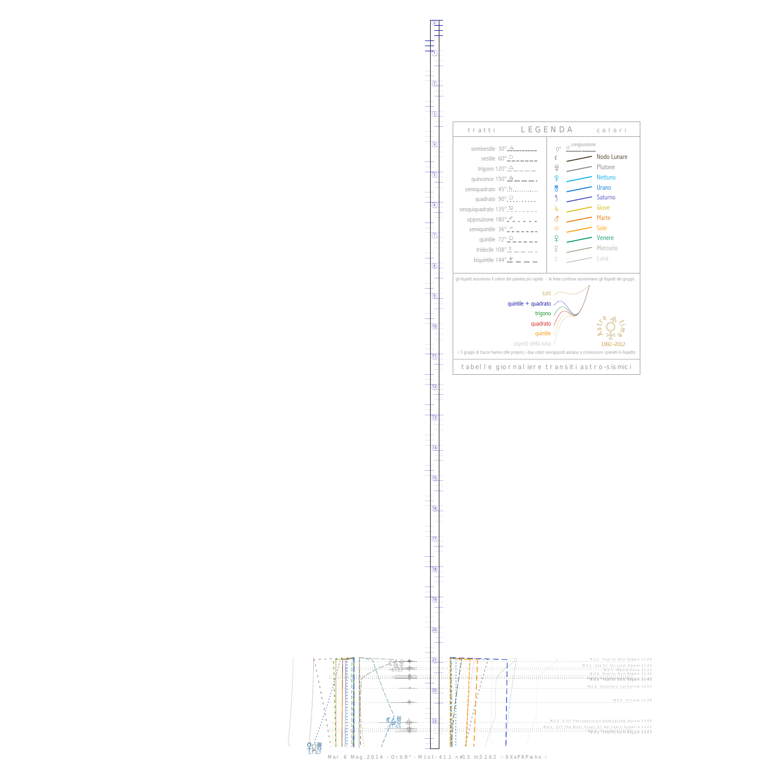## t r a t t i — L E G E N D A — c o l o r i

| tratti | colori |
|---|---|
| semisestile 30° | 0° congiunzione |
| sestile 60° | Nodo Lunare |
| trigono 120° | Plutone |
| quinconce 150° | Nettuno |
| semiquadrato 45° | Urano |
| quadrato 90° | Saturno |
| sesquiquadrato 135° | Giove |
| opposizione 180° | Marte |
| semiquintile 36° | Sole |
| quintile 72° | Venere |
| tridecile 108° | Mercurio |
| biquintile 144° | Luna |

gli Aspetti assumono il colore del pianeta più rapido - le linee continue assommano gli Aspetti dei gruppi:

- tutti
- quintile + quadrato
- trigono
- quadrato
- quintile
- aspetti della luna

Astro time 1992–2012

i 3 gruppi di tracce hanno stile proprio; i due colori sovrapposti aiutano a riconoscere i pianeti in Aspetto

t a b e l l e g i o r n a l i e r e t r a n s i t i a s t r o - s i s m i c i

M 3.1 Puerto Rico Region 21:08
M 2.5 Eye Of Volcano Hawaii 21:20
M 2.7 Puerto Rico Region 21:36
M 2.3 Southern California 22:01
M 2.8 Poland 22:29
M 5.0 E Of Petropavlovsk-Kamchatsky Russia 23:09
M 4.2 Off The West Coast Of Northern Sumatra 23:21
M 2.9 Puerto Rico Region 23:27

Mar. 6 Mag. 2014 - Orb:9° - M.tot: 41.1 n#13 m:3.162 -: 9XxPRPwhx :-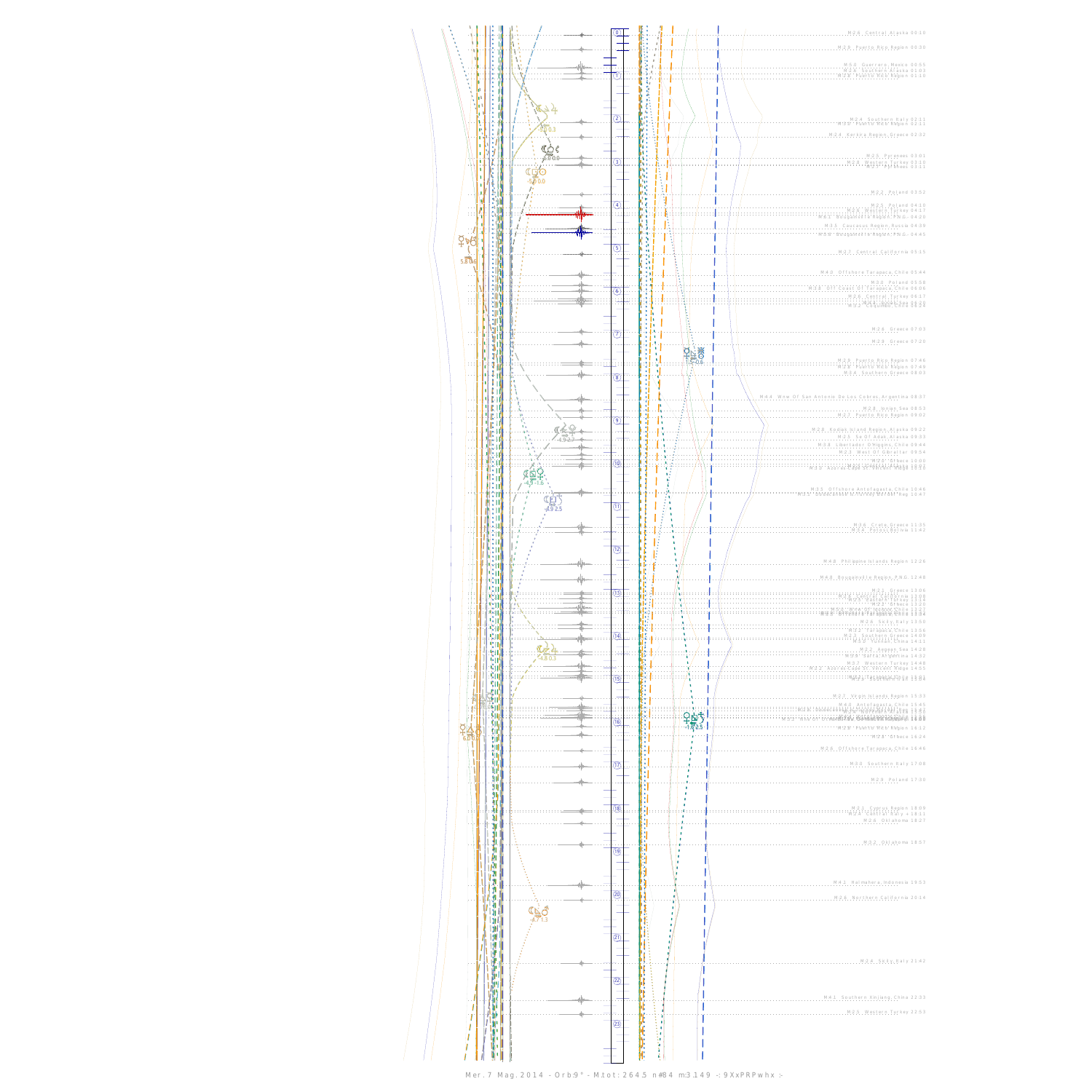M2.6 Central Alaska 00:10
M2.6 Puerto Rico Region 00:30
M5.0 Guerrero, Mexico 00:55
M2.7 Southern Alaska 01:03
M2.8 Puerto Rico Region 01:10
M2.4 Southern Italy 02:11
M2.9 Puerto Rico Region 02:11
M2.4 Kerkira Region Greece 02:32
M2.5 Pyrenees 03:01
M2.8 Western Turkey 03:10
M2.1 Pyrenees 03:11
M2.2 Poland 03:52
M2.5 Poland 04:10
M2.6 Western Turkey 04:17
M4.1 Bougainville Region P.N.G. 04:20
M3.3 Caucasus Region Russia 04:39
M5.5 Bougainville Region P.N.G. 04:45
M3.1 Central California 05:15
M4.0 Offshore Tarapaca Chile 05:44
M3.0 Poland 05:58
M3.8 Off Coast Of Tarapaca Chile 06:06
M2.6 Central Turkey 06:17
M2.2 Aegean Sea 06:20
M3.2 Coquimbo Chile 06:24
M2.6 Greece 07:03
M2.9 Greece 07:20
M2.8 Puerto Rico Region 07:46
M2.8 Puerto Rico Region 07:49
M3.4 Southern Greece 08:03
M4.4 Ww Of San Antonio De Los Cobres Argentina 08:37
M2.8 Ionian Sea 08:53
M2.7 Puerto Rico Region 09:02
M2.8 Kodiak Island Region Alaska 09:22
M2.5 Ss Of Adak Alaska 09:33
M3.8 Libertador O'higgins Chile 09:44
M2.3 West Of Gibraltar 09:54
M2.5 Greece 10:00
M2.3 Central Italy 10:02
M3.2 Azores-Cape St Vincent Ridge 10:04
M3.5 Offshore Antofagasta Chile 10:46
M3.5 Offshore Antofagasta Chile 10:47
M3.6 Crete Greece 11:35
M2.6 Potosi Bolivia 11:42
M4.8 Philippine Islands Region 12:26
M4.8 Bougainville Region P.N.G. 12:48
M2.1 Greece 13:06
M2.8 Central California 13:09
M2.5 Eastern Turkey 13:14
M2.3 Greece 13:20
M3.2 Near Coast Of Ecuador 13:27
M3.5 Offshore Tarapaca Chile 13:34
M2.8 Sicily Italy 13:50
M3.1 Tarapaca Chile 13:56
M3.3 Southern Greece 14:09
M3.2 Tarapaca Chile 14:11
M2.2 Aegean Sea 14:28
M3.6 Salta Argentina 14:32
M3.7 Western Turkey 14:48
M3.2 Azores-Cape St Vincent Ridge 14:55
M3.0 Tarapaca Chile 15:01
M2.8 Southern Italy 15:04
M2.7 Virgin Islands Region 15:33
M4.8 Antofagasta Chile 15:45
M5.1 Off W Coast Of Northern Sumatra 16:01
M2.8 Puerto Rico Region 16:12
M2.8 Greece 16:24
M2.6 Offshore Tarapaca Chile 16:46
M3.0 Southern Italy 17:08
M2.8 Poland 17:30
M2.2 Cyprus Region 18:09
M2.4 Central Italy 18:11
M2.6 Oklahoma 18:27
M3.2 Oklahoma 18:57
M4.1 Halmahera Indonesia 19:53
M2.6 Northern California 20:14
M3.4 Sicily Italy 21:42
M4.1 Southern Xinjiang China 22:33
M2.5 Western Turkey 22:53

Mer. 7 Mag. 2014 - Orb:9° - M.tot: 264.5 n#84 m:3.149 -:9XxPRPwhx:-